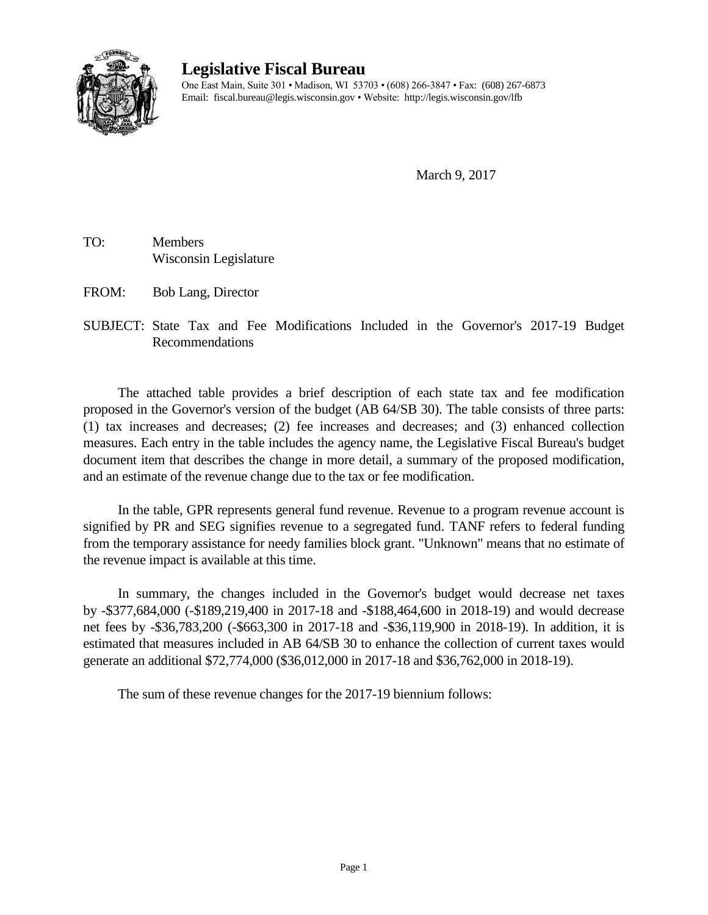# Legislative Fiscal Bureau

One East Main, Suite 301 • Madison, WI 53703 • (608) 266-3847 • Fax: (608) 267-6873
Email: fiscal.bureau@legis.wisconsin.gov • Website: http://legis.wisconsin.gov/lfb

March 9, 2017

TO: Members
Wisconsin Legislature

FROM: Bob Lang, Director

SUBJECT: State Tax and Fee Modifications Included in the Governor's 2017-19 Budget Recommendations

The attached table provides a brief description of each state tax and fee modification proposed in the Governor's version of the budget (AB 64/SB 30). The table consists of three parts: (1) tax increases and decreases; (2) fee increases and decreases; and (3) enhanced collection measures. Each entry in the table includes the agency name, the Legislative Fiscal Bureau's budget document item that describes the change in more detail, a summary of the proposed modification, and an estimate of the revenue change due to the tax or fee modification.

In the table, GPR represents general fund revenue. Revenue to a program revenue account is signified by PR and SEG signifies revenue to a segregated fund. TANF refers to federal funding from the temporary assistance for needy families block grant. "Unknown" means that no estimate of the revenue impact is available at this time.

In summary, the changes included in the Governor's budget would decrease net taxes by -$377,684,000 (-$189,219,400 in 2017-18 and -$188,464,600 in 2018-19) and would decrease net fees by -$36,783,200 (-$663,300 in 2017-18 and -$36,119,900 in 2018-19). In addition, it is estimated that measures included in AB 64/SB 30 to enhance the collection of current taxes would generate an additional $72,774,000 ($36,012,000 in 2017-18 and $36,762,000 in 2018-19).

The sum of these revenue changes for the 2017-19 biennium follows: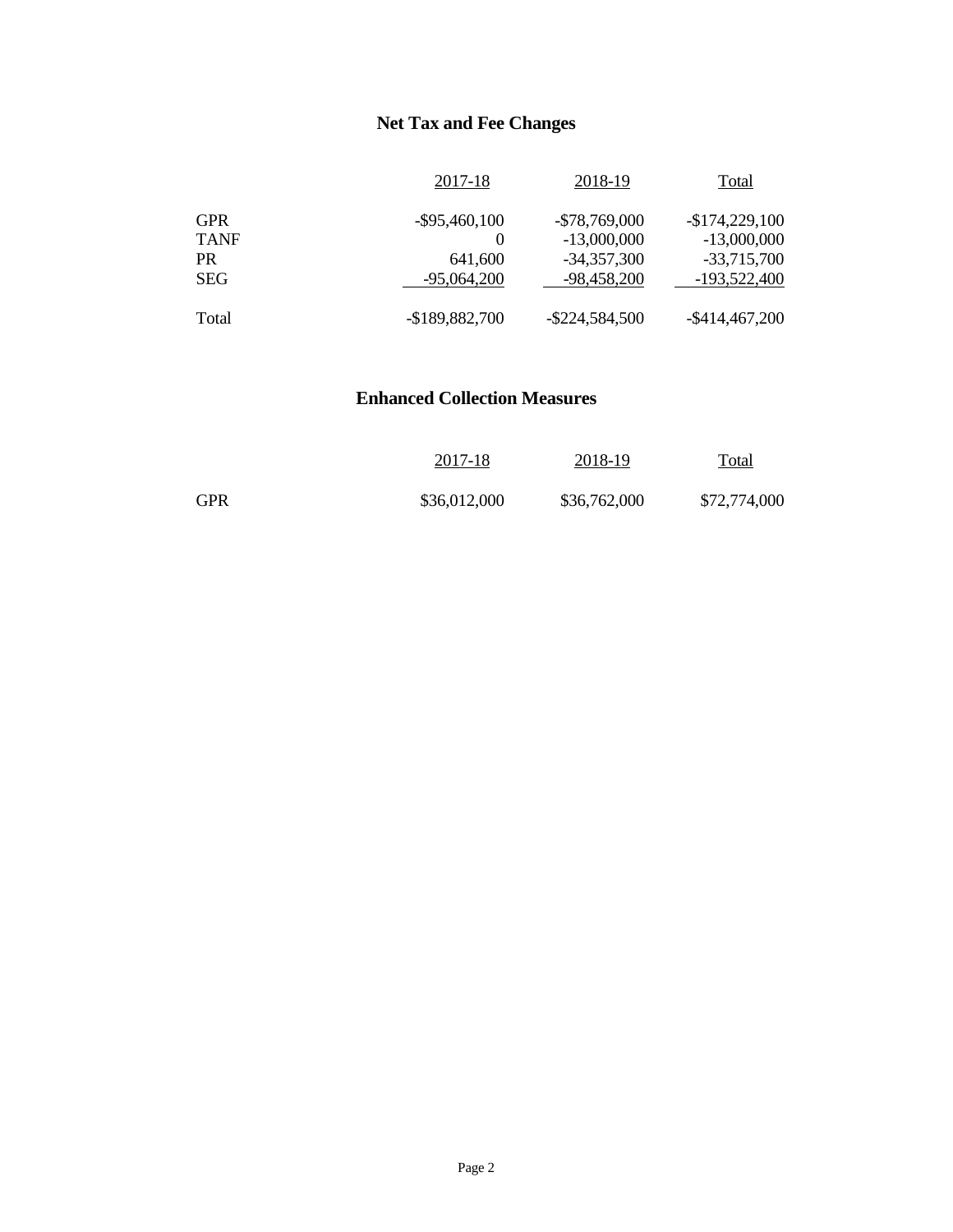## Net Tax and Fee Changes

| | 2017-18 | 2018-19 | Total |
|---|---|---|---|
| GPR | -$95,460,100 | -$78,769,000 | -$174,229,100 |
| TANF | 0 | -13,000,000 | -13,000,000 |
| PR | 641,600 | -34,357,300 | -33,715,700 |
| SEG | -95,064,200 | -98,458,200 | -193,522,400 |
| Total | -$189,882,700 | -$224,584,500 | -$414,467,200 |

## Enhanced Collection Measures

| | 2017-18 | 2018-19 | Total |
|---|---|---|---|
| GPR | $36,012,000 | $36,762,000 | $72,774,000 |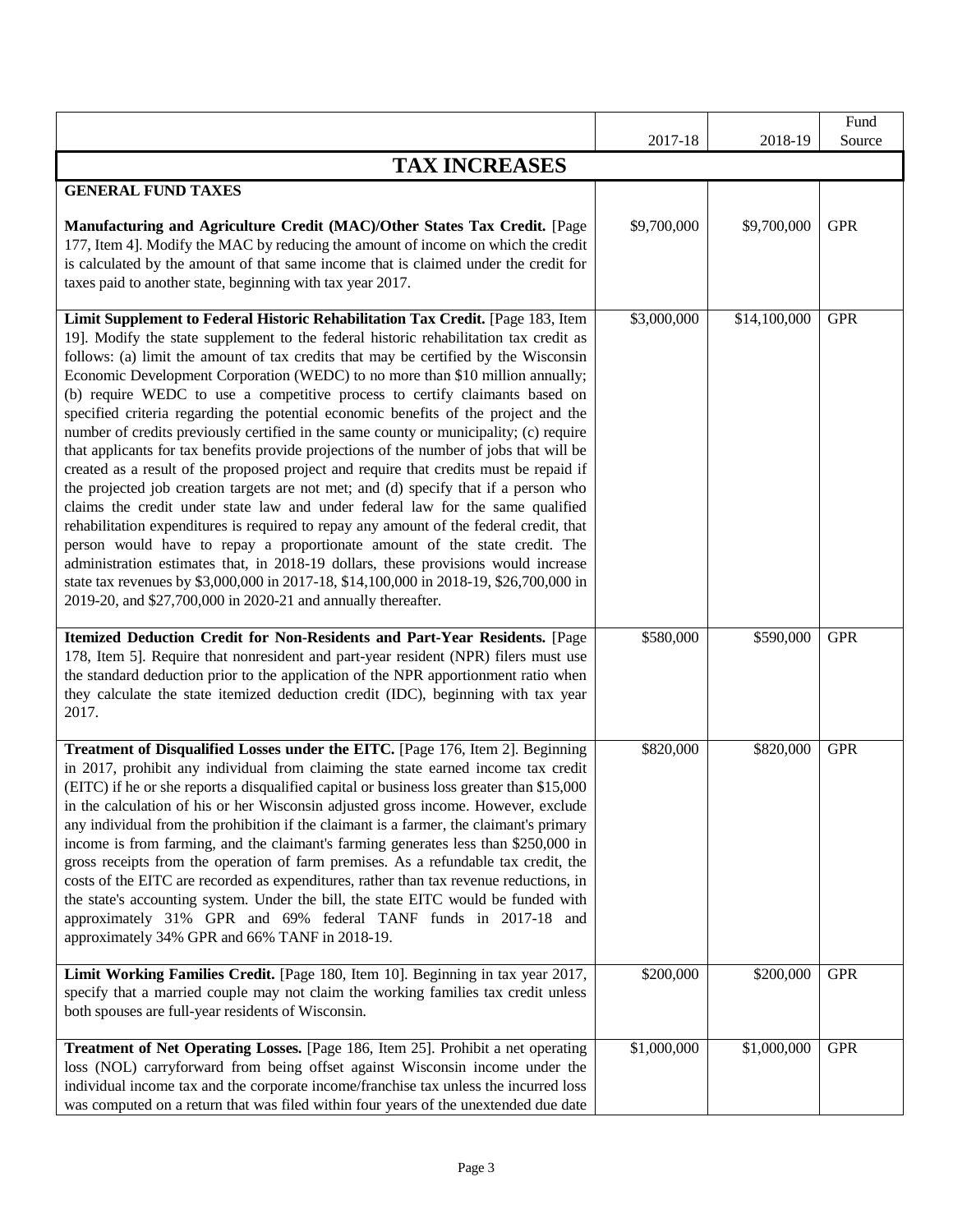| | 2017-18 | 2018-19 | Fund Source |
|---|---|---|---|
| **TAX INCREASES** | | | |
| **GENERAL FUND TAXES** | | | |
| **Manufacturing and Agriculture Credit (MAC)/Other States Tax Credit.** [Page 177, Item 4]. Modify the MAC by reducing the amount of income on which the credit is calculated by the amount of that same income that is claimed under the credit for taxes paid to another state, beginning with tax year 2017. | $9,700,000 | $9,700,000 | GPR |
| **Limit Supplement to Federal Historic Rehabilitation Tax Credit.** [Page 183, Item 19]. Modify the state supplement to the federal historic rehabilitation tax credit as follows: (a) limit the amount of tax credits that may be certified by the Wisconsin Economic Development Corporation (WEDC) to no more than $10 million annually; (b) require WEDC to use a competitive process to certify claimants based on specified criteria regarding the potential economic benefits of the project and the number of credits previously certified in the same county or municipality; (c) require that applicants for tax benefits provide projections of the number of jobs that will be created as a result of the proposed project and require that credits must be repaid if the projected job creation targets are not met; and (d) specify that if a person who claims the credit under state law and under federal law for the same qualified rehabilitation expenditures is required to repay any amount of the federal credit, that person would have to repay a proportionate amount of the state credit. The administration estimates that, in 2018-19 dollars, these provisions would increase state tax revenues by $3,000,000 in 2017-18, $14,100,000 in 2018-19, $26,700,000 in 2019-20, and $27,700,000 in 2020-21 and annually thereafter. | $3,000,000 | $14,100,000 | GPR |
| **Itemized Deduction Credit for Non-Residents and Part-Year Residents.** [Page 178, Item 5]. Require that nonresident and part-year resident (NPR) filers must use the standard deduction prior to the application of the NPR apportionment ratio when they calculate the state itemized deduction credit (IDC), beginning with tax year 2017. | $580,000 | $590,000 | GPR |
| **Treatment of Disqualified Losses under the EITC.** [Page 176, Item 2]. Beginning in 2017, prohibit any individual from claiming the state earned income tax credit (EITC) if he or she reports a disqualified capital or business loss greater than $15,000 in the calculation of his or her Wisconsin adjusted gross income. However, exclude any individual from the prohibition if the claimant is a farmer, the claimant's primary income is from farming, and the claimant's farming generates less than $250,000 in gross receipts from the operation of farm premises. As a refundable tax credit, the costs of the EITC are recorded as expenditures, rather than tax revenue reductions, in the state's accounting system. Under the bill, the state EITC would be funded with approximately 31% GPR and 69% federal TANF funds in 2017-18 and approximately 34% GPR and 66% TANF in 2018-19. | $820,000 | $820,000 | GPR |
| **Limit Working Families Credit.** [Page 180, Item 10]. Beginning in tax year 2017, specify that a married couple may not claim the working families tax credit unless both spouses are full-year residents of Wisconsin. | $200,000 | $200,000 | GPR |
| **Treatment of Net Operating Losses.** [Page 186, Item 25]. Prohibit a net operating loss (NOL) carryforward from being offset against Wisconsin income under the individual income tax and the corporate income/franchise tax unless the incurred loss was computed on a return that was filed within four years of the unextended due date | $1,000,000 | $1,000,000 | GPR |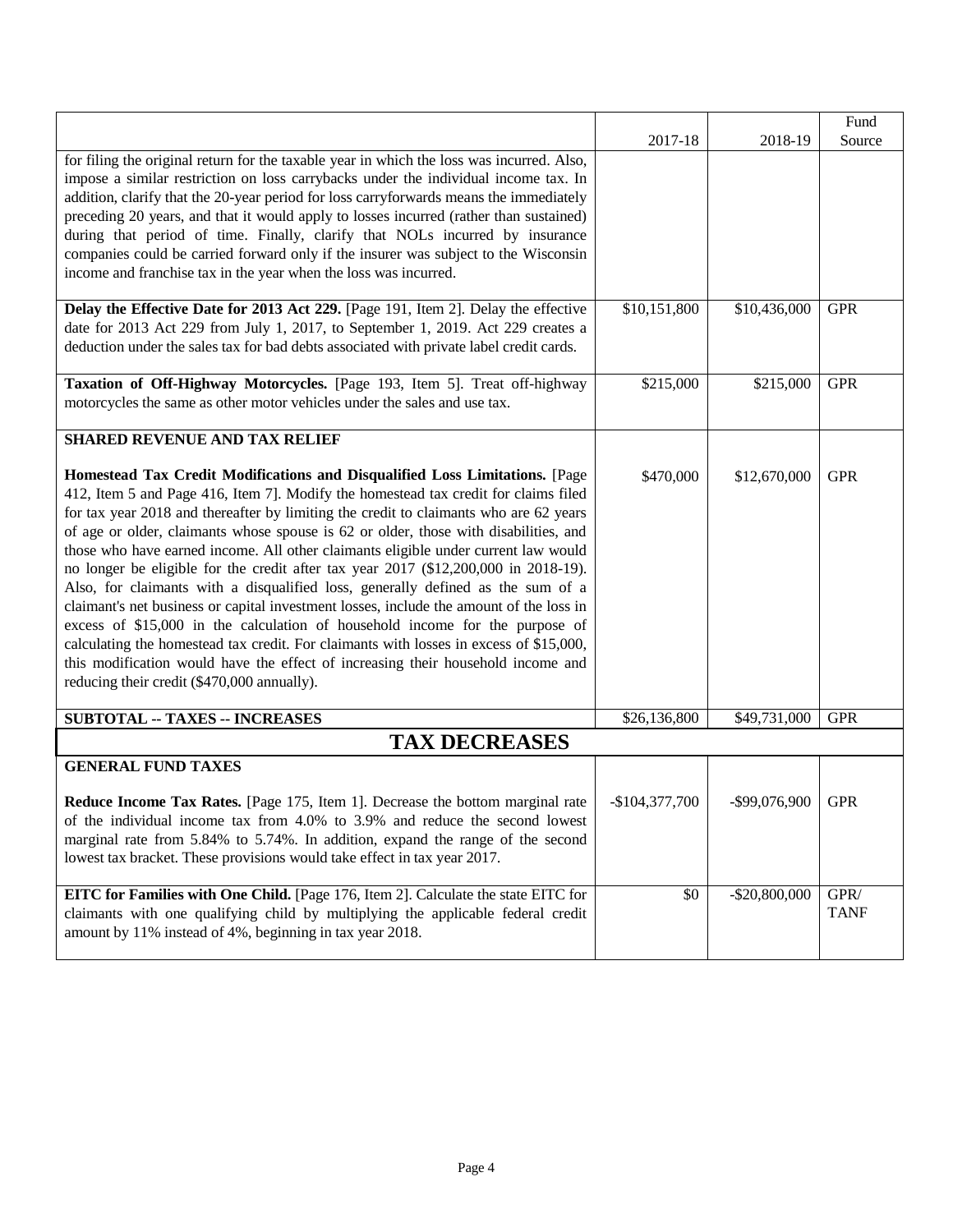| | 2017-18 | 2018-19 | Fund Source |
|---|---|---|---|
| for filing the original return for the taxable year in which the loss was incurred. Also, impose a similar restriction on loss carrybacks under the individual income tax. In addition, clarify that the 20-year period for loss carryforwards means the immediately preceding 20 years, and that it would apply to losses incurred (rather than sustained) during that period of time. Finally, clarify that NOLs incurred by insurance companies could be carried forward only if the insurer was subject to the Wisconsin income and franchise tax in the year when the loss was incurred. | | | |
| **Delay the Effective Date for 2013 Act 229.** [Page 191, Item 2]. Delay the effective date for 2013 Act 229 from July 1, 2017, to September 1, 2019. Act 229 creates a deduction under the sales tax for bad debts associated with private label credit cards. | $10,151,800 | $10,436,000 | GPR |
| **Taxation of Off-Highway Motorcycles.** [Page 193, Item 5]. Treat off-highway motorcycles the same as other motor vehicles under the sales and use tax. | $215,000 | $215,000 | GPR |
| **SHARED REVENUE AND TAX RELIEF** | | | |
| **Homestead Tax Credit Modifications and Disqualified Loss Limitations.** [Page 412, Item 5 and Page 416, Item 7]. Modify the homestead tax credit for claims filed for tax year 2018 and thereafter by limiting the credit to claimants who are 62 years of age or older, claimants whose spouse is 62 or older, those with disabilities, and those who have earned income. All other claimants eligible under current law would no longer be eligible for the credit after tax year 2017 ($12,200,000 in 2018-19). Also, for claimants with a disqualified loss, generally defined as the sum of a claimant's net business or capital investment losses, include the amount of the loss in excess of $15,000 in the calculation of household income for the purpose of calculating the homestead tax credit. For claimants with losses in excess of $15,000, this modification would have the effect of increasing their household income and reducing their credit ($470,000 annually). | $470,000 | $12,670,000 | GPR |
| **SUBTOTAL -- TAXES -- INCREASES** | $26,136,800 | $49,731,000 | GPR |
| **TAX DECREASES** | | | |
| **GENERAL FUND TAXES** | | | |
| **Reduce Income Tax Rates.** [Page 175, Item 1]. Decrease the bottom marginal rate of the individual income tax from 4.0% to 3.9% and reduce the second lowest marginal rate from 5.84% to 5.74%. In addition, expand the range of the second lowest tax bracket. These provisions would take effect in tax year 2017. | -$104,377,700 | -$99,076,900 | GPR |
| **EITC for Families with One Child.** [Page 176, Item 2]. Calculate the state EITC for claimants with one qualifying child by multiplying the applicable federal credit amount by 11% instead of 4%, beginning in tax year 2018. | $0 | -$20,800,000 | GPR/ TANF |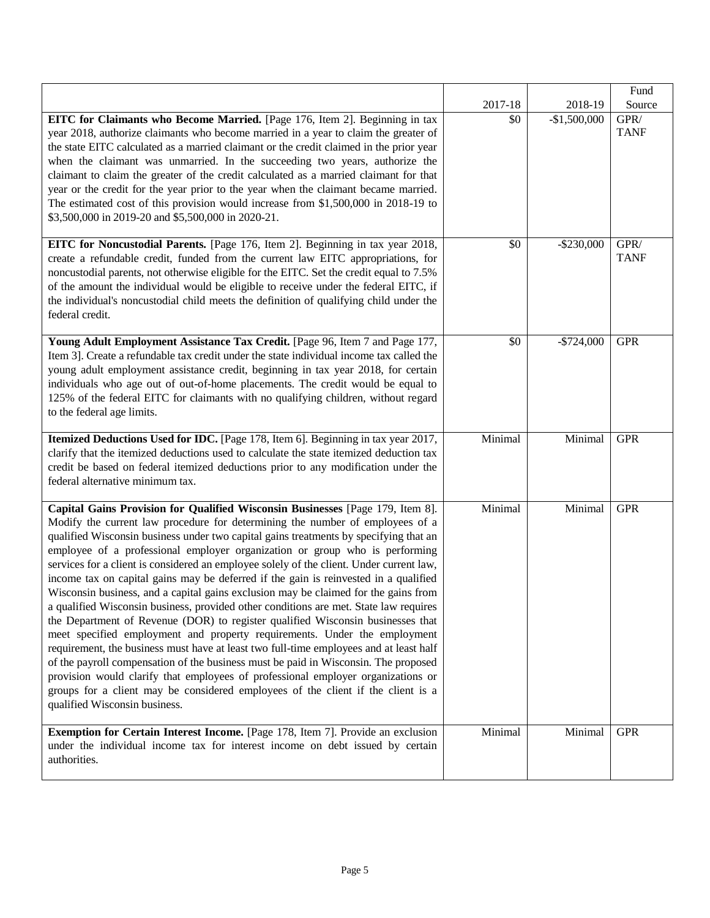| | 2017-18 | 2018-19 | Fund Source |
|---|---|---|---|
| **EITC for Claimants who Become Married.** [Page 176, Item 2]. Beginning in tax year 2018, authorize claimants who become married in a year to claim the greater of the state EITC calculated as a married claimant or the credit claimed in the prior year when the claimant was unmarried. In the succeeding two years, authorize the claimant to claim the greater of the credit calculated as a married claimant for that year or the credit for the year prior to the year when the claimant became married. The estimated cost of this provision would increase from $1,500,000 in 2018-19 to $3,500,000 in 2019-20 and $5,500,000 in 2020-21. | $0 | -$1,500,000 | GPR/ TANF |
| **EITC for Noncustodial Parents.** [Page 176, Item 2]. Beginning in tax year 2018, create a refundable credit, funded from the current law EITC appropriations, for noncustodial parents, not otherwise eligible for the EITC. Set the credit equal to 7.5% of the amount the individual would be eligible to receive under the federal EITC, if the individual's noncustodial child meets the definition of qualifying child under the federal credit. | $0 | -$230,000 | GPR/ TANF |
| **Young Adult Employment Assistance Tax Credit.** [Page 96, Item 7 and Page 177, Item 3]. Create a refundable tax credit under the state individual income tax called the young adult employment assistance credit, beginning in tax year 2018, for certain individuals who age out of out-of-home placements. The credit would be equal to 125% of the federal EITC for claimants with no qualifying children, without regard to the federal age limits. | $0 | -$724,000 | GPR |
| **Itemized Deductions Used for IDC.** [Page 178, Item 6]. Beginning in tax year 2017, clarify that the itemized deductions used to calculate the state itemized deduction tax credit be based on federal itemized deductions prior to any modification under the federal alternative minimum tax. | Minimal | Minimal | GPR |
| **Capital Gains Provision for Qualified Wisconsin Businesses** [Page 179, Item 8]. Modify the current law procedure for determining the number of employees of a qualified Wisconsin business under two capital gains treatments by specifying that an employee of a professional employer organization or group who is performing services for a client is considered an employee solely of the client. Under current law, income tax on capital gains may be deferred if the gain is reinvested in a qualified Wisconsin business, and a capital gains exclusion may be claimed for the gains from a qualified Wisconsin business, provided other conditions are met. State law requires the Department of Revenue (DOR) to register qualified Wisconsin businesses that meet specified employment and property requirements. Under the employment requirement, the business must have at least two full-time employees and at least half of the payroll compensation of the business must be paid in Wisconsin. The proposed provision would clarify that employees of professional employer organizations or groups for a client may be considered employees of the client if the client is a qualified Wisconsin business. | Minimal | Minimal | GPR |
| **Exemption for Certain Interest Income.** [Page 178, Item 7]. Provide an exclusion under the individual income tax for interest income on debt issued by certain authorities. | Minimal | Minimal | GPR |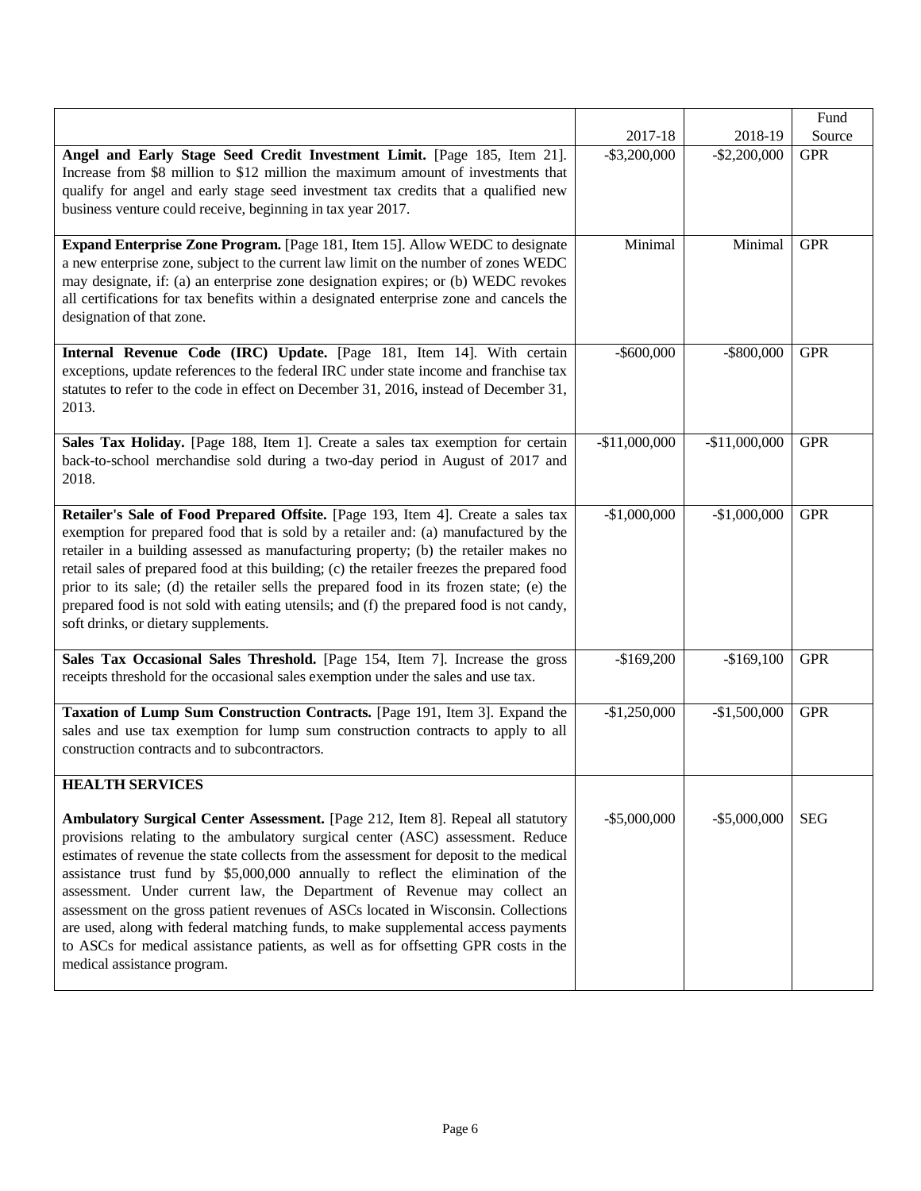| | 2017-18 | 2018-19 | Fund Source |
|---|---|---|---|
| **Angel and Early Stage Seed Credit Investment Limit.** [Page 185, Item 21]. Increase from $8 million to $12 million the maximum amount of investments that qualify for angel and early stage seed investment tax credits that a qualified new business venture could receive, beginning in tax year 2017. | -$3,200,000 | -$2,200,000 | GPR |
| **Expand Enterprise Zone Program.** [Page 181, Item 15]. Allow WEDC to designate a new enterprise zone, subject to the current law limit on the number of zones WEDC may designate, if: (a) an enterprise zone designation expires; or (b) WEDC revokes all certifications for tax benefits within a designated enterprise zone and cancels the designation of that zone. | Minimal | Minimal | GPR |
| **Internal Revenue Code (IRC) Update.** [Page 181, Item 14]. With certain exceptions, update references to the federal IRC under state income and franchise tax statutes to refer to the code in effect on December 31, 2016, instead of December 31, 2013. | -$600,000 | -$800,000 | GPR |
| **Sales Tax Holiday.** [Page 188, Item 1]. Create a sales tax exemption for certain back-to-school merchandise sold during a two-day period in August of 2017 and 2018. | -$11,000,000 | -$11,000,000 | GPR |
| **Retailer's Sale of Food Prepared Offsite.** [Page 193, Item 4]. Create a sales tax exemption for prepared food that is sold by a retailer and: (a) manufactured by the retailer in a building assessed as manufacturing property; (b) the retailer makes no retail sales of prepared food at this building; (c) the retailer freezes the prepared food prior to its sale; (d) the retailer sells the prepared food in its frozen state; (e) the prepared food is not sold with eating utensils; and (f) the prepared food is not candy, soft drinks, or dietary supplements. | -$1,000,000 | -$1,000,000 | GPR |
| **Sales Tax Occasional Sales Threshold.** [Page 154, Item 7]. Increase the gross receipts threshold for the occasional sales exemption under the sales and use tax. | -$169,200 | -$169,100 | GPR |
| **Taxation of Lump Sum Construction Contracts.** [Page 191, Item 3]. Expand the sales and use tax exemption for lump sum construction contracts to apply to all construction contracts and to subcontractors. | -$1,250,000 | -$1,500,000 | GPR |
| **HEALTH SERVICES** | | | |
| **Ambulatory Surgical Center Assessment.** [Page 212, Item 8]. Repeal all statutory provisions relating to the ambulatory surgical center (ASC) assessment. Reduce estimates of revenue the state collects from the assessment for deposit to the medical assistance trust fund by $5,000,000 annually to reflect the elimination of the assessment. Under current law, the Department of Revenue may collect an assessment on the gross patient revenues of ASCs located in Wisconsin. Collections are used, along with federal matching funds, to make supplemental access payments to ASCs for medical assistance patients, as well as for offsetting GPR costs in the medical assistance program. | -$5,000,000 | -$5,000,000 | SEG |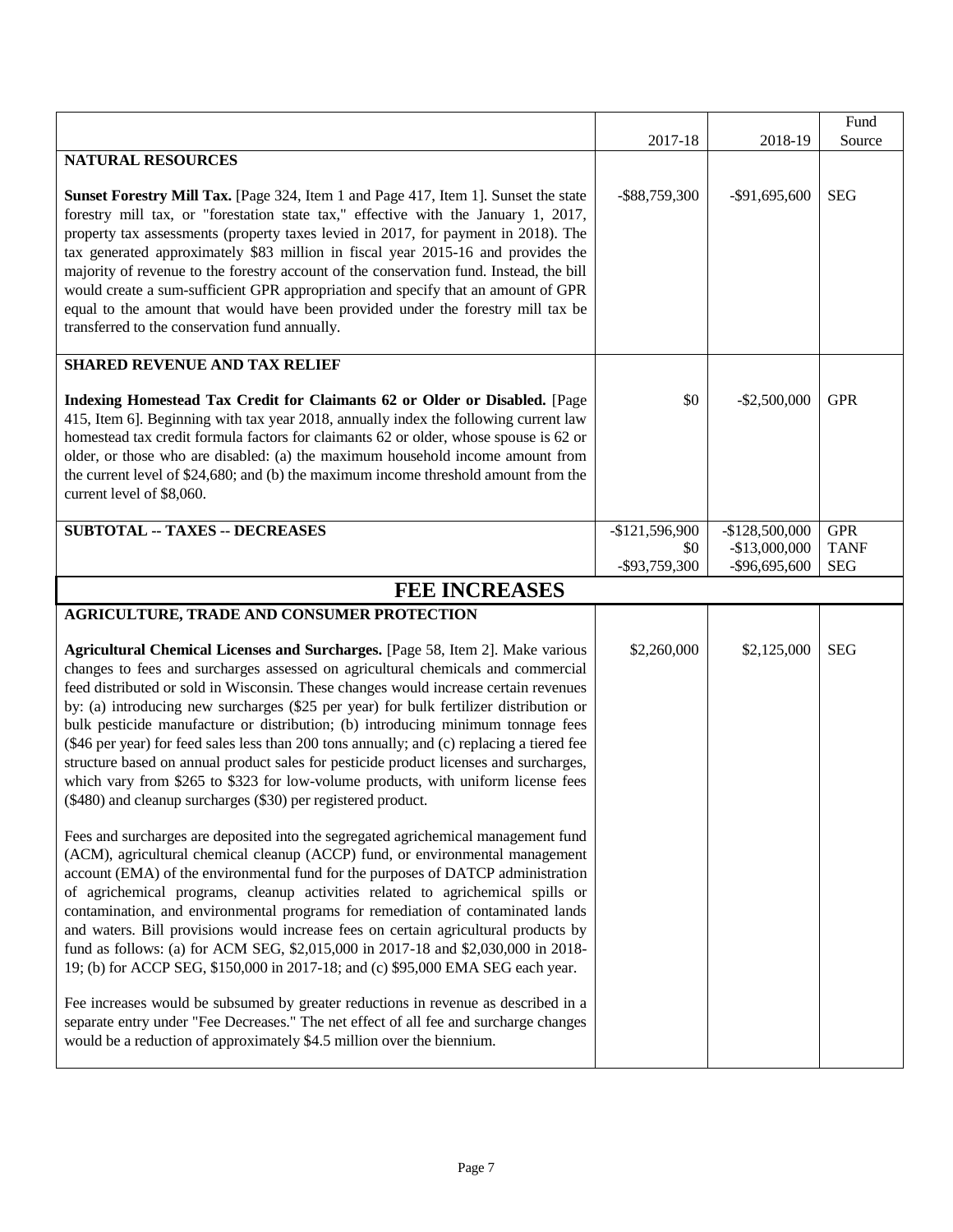| | 2017-18 | 2018-19 | Fund Source |
|---|---|---|---|
| **NATURAL RESOURCES** | | | |
| **Sunset Forestry Mill Tax.** [Page 324, Item 1 and Page 417, Item 1]. Sunset the state forestry mill tax, or "forestation state tax," effective with the January 1, 2017, property tax assessments (property taxes levied in 2017, for payment in 2018). The tax generated approximately $83 million in fiscal year 2015-16 and provides the majority of revenue to the forestry account of the conservation fund. Instead, the bill would create a sum-sufficient GPR appropriation and specify that an amount of GPR equal to the amount that would have been provided under the forestry mill tax be transferred to the conservation fund annually. | -$88,759,300 | -$91,695,600 | SEG |
| **SHARED REVENUE AND TAX RELIEF** | | | |
| **Indexing Homestead Tax Credit for Claimants 62 or Older or Disabled.** [Page 415, Item 6]. Beginning with tax year 2018, annually index the following current law homestead tax credit formula factors for claimants 62 or older, whose spouse is 62 or older, or those who are disabled: (a) the maximum household income amount from the current level of $24,680; and (b) the maximum income threshold amount from the current level of $8,060. | $0 | -$2,500,000 | GPR |
| **SUBTOTAL -- TAXES -- DECREASES** | -$121,596,900<br>$0<br>-$93,759,300 | -$128,500,000<br>-$13,000,000<br>-$96,695,600 | GPR<br>TANF<br>SEG |

## FEE INCREASES

| | 2017-18 | 2018-19 | Fund Source |
|---|---|---|---|
| **AGRICULTURE, TRADE AND CONSUMER PROTECTION** | | | |
| **Agricultural Chemical Licenses and Surcharges.** [Page 58, Item 2]. Make various changes to fees and surcharges assessed on agricultural chemicals and commercial feed distributed or sold in Wisconsin. These changes would increase certain revenues by: (a) introducing new surcharges ($25 per year) for bulk fertilizer distribution or bulk pesticide manufacture or distribution; (b) introducing minimum tonnage fees ($46 per year) for feed sales less than 200 tons annually; and (c) replacing a tiered fee structure based on annual product sales for pesticide product licenses and surcharges, which vary from $265 to $323 for low-volume products, with uniform license fees ($480) and cleanup surcharges ($30) per registered product.<br><br>Fees and surcharges are deposited into the segregated agrichemical management fund (ACM), agricultural chemical cleanup (ACCP) fund, or environmental management account (EMA) of the environmental fund for the purposes of DATCP administration of agrichemical programs, cleanup activities related to agrichemical spills or contamination, and environmental programs for remediation of contaminated lands and waters. Bill provisions would increase fees on certain agricultural products by fund as follows: (a) for ACM SEG, $2,015,000 in 2017-18 and $2,030,000 in 2018-19; (b) for ACCP SEG, $150,000 in 2017-18; and (c) $95,000 EMA SEG each year.<br><br>Fee increases would be subsumed by greater reductions in revenue as described in a separate entry under "Fee Decreases." The net effect of all fee and surcharge changes would be a reduction of approximately $4.5 million over the biennium. | $2,260,000 | $2,125,000 | SEG |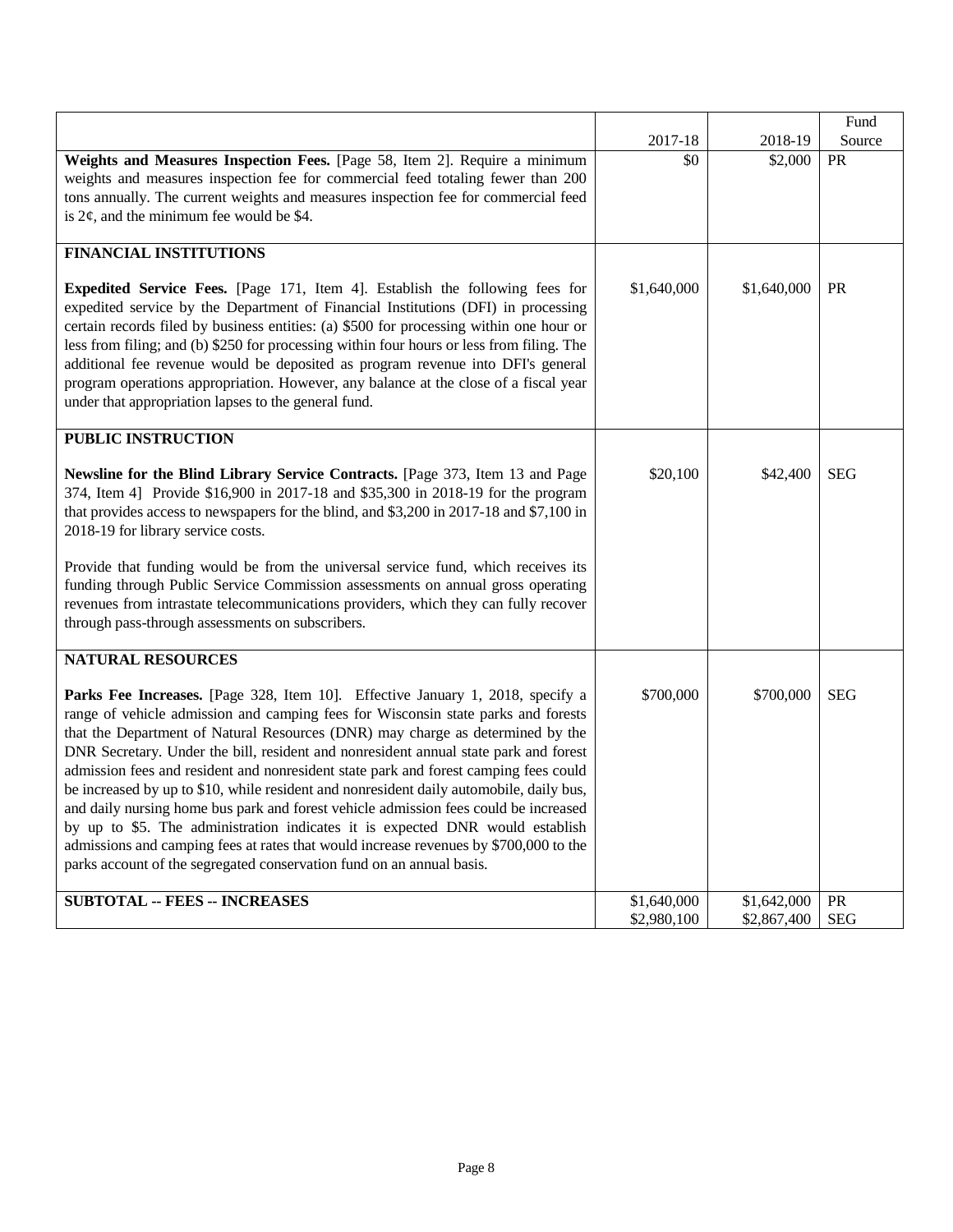| | 2017-18 | 2018-19 | Fund Source |
|---|---|---|---|
| **Weights and Measures Inspection Fees.** [Page 58, Item 2]. Require a minimum weights and measures inspection fee for commercial feed totaling fewer than 200 tons annually. The current weights and measures inspection fee for commercial feed is 2¢, and the minimum fee would be $4. | $0 | $2,000 | PR |
| **FINANCIAL INSTITUTIONS** | | | |
| **Expedited Service Fees.** [Page 171, Item 4]. Establish the following fees for expedited service by the Department of Financial Institutions (DFI) in processing certain records filed by business entities: (a) $500 for processing within one hour or less from filing; and (b) $250 for processing within four hours or less from filing. The additional fee revenue would be deposited as program revenue into DFI's general program operations appropriation. However, any balance at the close of a fiscal year under that appropriation lapses to the general fund. | $1,640,000 | $1,640,000 | PR |
| **PUBLIC INSTRUCTION** | | | |
| **Newsline for the Blind Library Service Contracts.** [Page 373, Item 13 and Page 374, Item 4] Provide $16,900 in 2017-18 and $35,300 in 2018-19 for the program that provides access to newspapers for the blind, and $3,200 in 2017-18 and $7,100 in 2018-19 for library service costs. Provide that funding would be from the universal service fund, which receives its funding through Public Service Commission assessments on annual gross operating revenues from intrastate telecommunications providers, which they can fully recover through pass-through assessments on subscribers. | $20,100 | $42,400 | SEG |
| **NATURAL RESOURCES** | | | |
| **Parks Fee Increases.** [Page 328, Item 10]. Effective January 1, 2018, specify a range of vehicle admission and camping fees for Wisconsin state parks and forests that the Department of Natural Resources (DNR) may charge as determined by the DNR Secretary. Under the bill, resident and nonresident annual state park and forest admission fees and resident and nonresident state park and forest camping fees could be increased by up to $10, while resident and nonresident daily automobile, daily bus, and daily nursing home bus park and forest vehicle admission fees could be increased by up to $5. The administration indicates it is expected DNR would establish admissions and camping fees at rates that would increase revenues by $700,000 to the parks account of the segregated conservation fund on an annual basis. | $700,000 | $700,000 | SEG |
| **SUBTOTAL -- FEES -- INCREASES** | $1,640,000<br>$2,980,100 | $1,642,000<br>$2,867,400 | PR<br>SEG |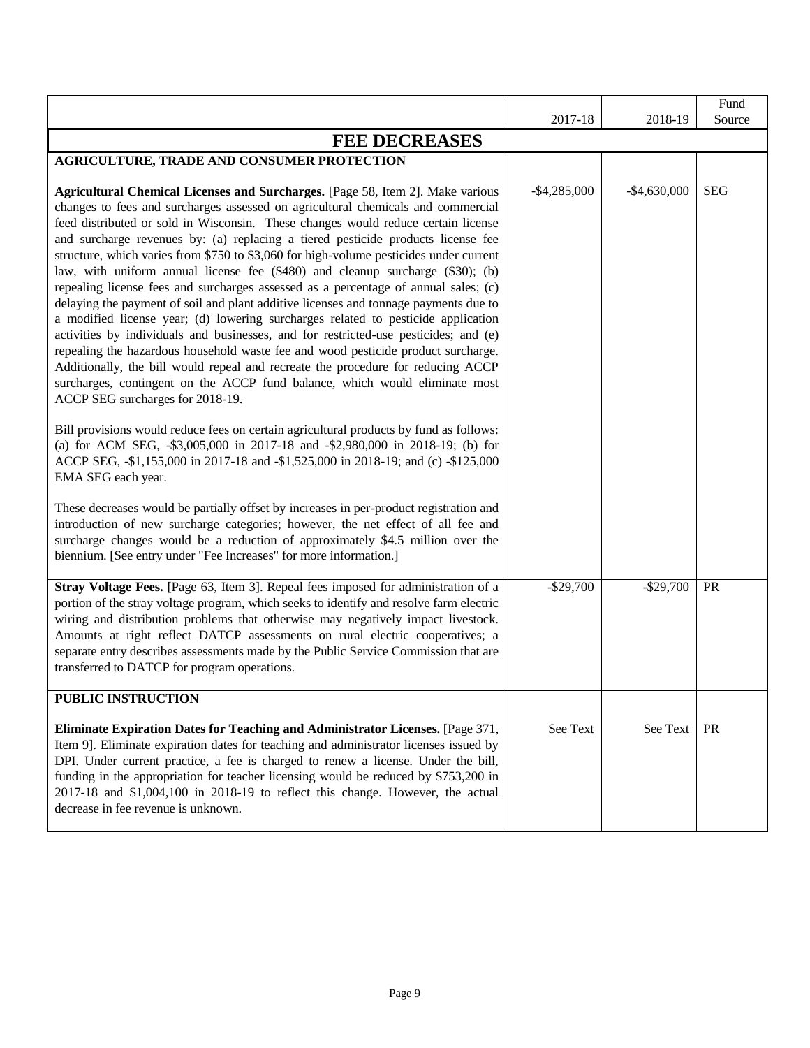| | 2017-18 | 2018-19 | Fund Source |
|---|---|---|---|
| **FEE DECREASES** | | | |
| **AGRICULTURE, TRADE AND CONSUMER PROTECTION** | | | |
| **Agricultural Chemical Licenses and Surcharges.** [Page 58, Item 2]. Make various changes to fees and surcharges assessed on agricultural chemicals and commercial feed distributed or sold in Wisconsin. These changes would reduce certain license and surcharge revenues by: (a) replacing a tiered pesticide products license fee structure, which varies from $750 to $3,060 for high-volume pesticides under current law, with uniform annual license fee ($480) and cleanup surcharge ($30); (b) repealing license fees and surcharges assessed as a percentage of annual sales; (c) delaying the payment of soil and plant additive licenses and tonnage payments due to a modified license year; (d) lowering surcharges related to pesticide application activities by individuals and businesses, and for restricted-use pesticides; and (e) repealing the hazardous household waste fee and wood pesticide product surcharge. Additionally, the bill would repeal and recreate the procedure for reducing ACCP surcharges, contingent on the ACCP fund balance, which would eliminate most ACCP SEG surcharges for 2018-19.<br><br>Bill provisions would reduce fees on certain agricultural products by fund as follows: (a) for ACM SEG, -$3,005,000 in 2017-18 and -$2,980,000 in 2018-19; (b) for ACCP SEG, -$1,155,000 in 2017-18 and -$1,525,000 in 2018-19; and (c) -$125,000 EMA SEG each year.<br><br>These decreases would be partially offset by increases in per-product registration and introduction of new surcharge categories; however, the net effect of all fee and surcharge changes would be a reduction of approximately $4.5 million over the biennium. [See entry under "Fee Increases" for more information.] | -$4,285,000 | -$4,630,000 | SEG |
| **Stray Voltage Fees.** [Page 63, Item 3]. Repeal fees imposed for administration of a portion of the stray voltage program, which seeks to identify and resolve farm electric wiring and distribution problems that otherwise may negatively impact livestock. Amounts at right reflect DATCP assessments on rural electric cooperatives; a separate entry describes assessments made by the Public Service Commission that are transferred to DATCP for program operations. | -$29,700 | -$29,700 | PR |
| **PUBLIC INSTRUCTION** | | | |
| **Eliminate Expiration Dates for Teaching and Administrator Licenses.** [Page 371, Item 9]. Eliminate expiration dates for teaching and administrator licenses issued by DPI. Under current practice, a fee is charged to renew a license. Under the bill, funding in the appropriation for teacher licensing would be reduced by $753,200 in 2017-18 and $1,004,100 in 2018-19 to reflect this change. However, the actual decrease in fee revenue is unknown. | See Text | See Text | PR |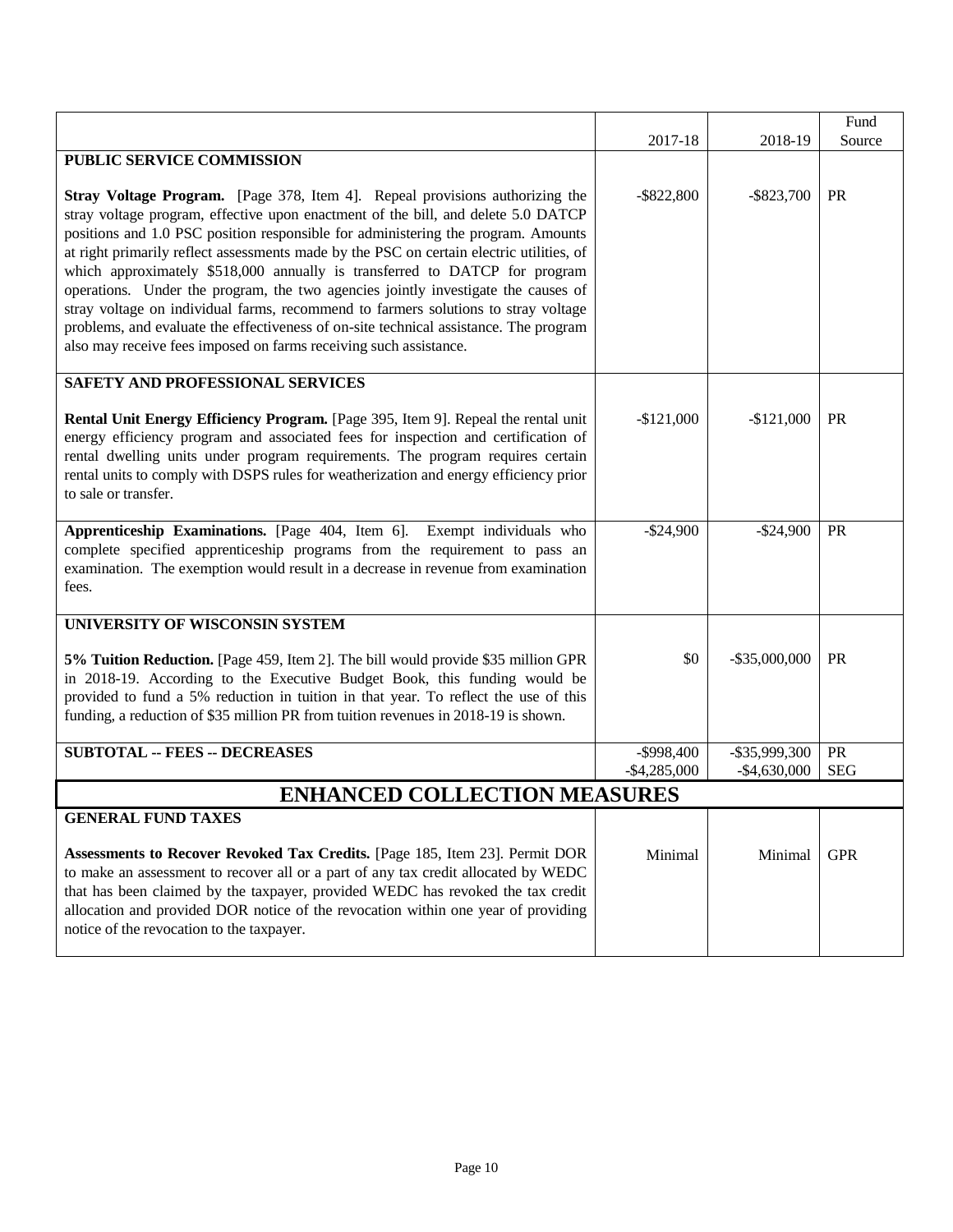| | 2017-18 | 2018-19 | Fund Source |
|---|---|---|---|
| **PUBLIC SERVICE COMMISSION** | | | |
| **Stray Voltage Program.** [Page 378, Item 4]. Repeal provisions authorizing the stray voltage program, effective upon enactment of the bill, and delete 5.0 DATCP positions and 1.0 PSC position responsible for administering the program. Amounts at right primarily reflect assessments made by the PSC on certain electric utilities, of which approximately $518,000 annually is transferred to DATCP for program operations. Under the program, the two agencies jointly investigate the causes of stray voltage on individual farms, recommend to farmers solutions to stray voltage problems, and evaluate the effectiveness of on-site technical assistance. The program also may receive fees imposed on farms receiving such assistance. | -$822,800 | -$823,700 | PR |
| **SAFETY AND PROFESSIONAL SERVICES** | | | |
| **Rental Unit Energy Efficiency Program.** [Page 395, Item 9]. Repeal the rental unit energy efficiency program and associated fees for inspection and certification of rental dwelling units under program requirements. The program requires certain rental units to comply with DSPS rules for weatherization and energy efficiency prior to sale or transfer. | -$121,000 | -$121,000 | PR |
| **Apprenticeship Examinations.** [Page 404, Item 6]. Exempt individuals who complete specified apprenticeship programs from the requirement to pass an examination. The exemption would result in a decrease in revenue from examination fees. | -$24,900 | -$24,900 | PR |
| **UNIVERSITY OF WISCONSIN SYSTEM** | | | |
| **5% Tuition Reduction.** [Page 459, Item 2]. The bill would provide $35 million GPR in 2018-19. According to the Executive Budget Book, this funding would be provided to fund a 5% reduction in tuition in that year. To reflect the use of this funding, a reduction of $35 million PR from tuition revenues in 2018-19 is shown. | $0 | -$35,000,000 | PR |
| **SUBTOTAL -- FEES -- DECREASES** | -$998,400<br>-$4,285,000 | -$35,999,300<br>-$4,630,000 | PR<br>SEG |

## ENHANCED COLLECTION MEASURES

| | 2017-18 | 2018-19 | Fund Source |
|---|---|---|---|
| **GENERAL FUND TAXES** | | | |
| **Assessments to Recover Revoked Tax Credits.** [Page 185, Item 23]. Permit DOR to make an assessment to recover all or a part of any tax credit allocated by WEDC that has been claimed by the taxpayer, provided WEDC has revoked the tax credit allocation and provided DOR notice of the revocation within one year of providing notice of the revocation to the taxpayer. | Minimal | Minimal | GPR |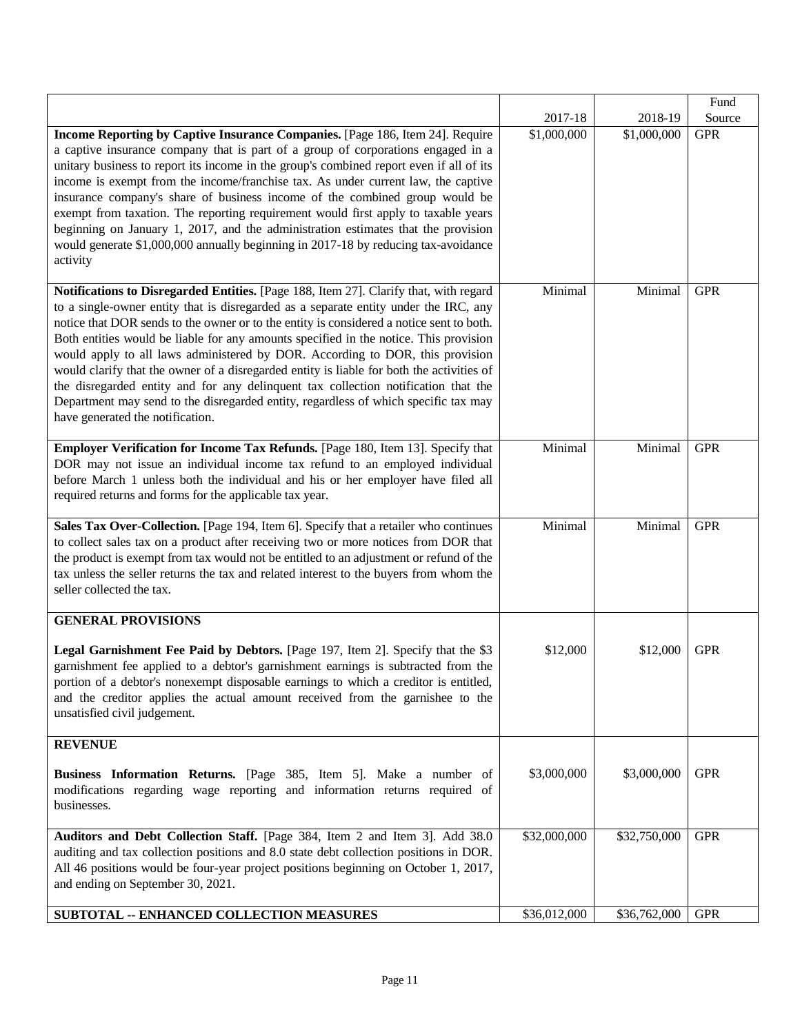| | 2017-18 | 2018-19 | Fund Source |
|---|---|---|---|
| **Income Reporting by Captive Insurance Companies.** [Page 186, Item 24]. Require a captive insurance company that is part of a group of corporations engaged in a unitary business to report its income in the group's combined report even if all of its income is exempt from the income/franchise tax. As under current law, the captive insurance company's share of business income of the combined group would be exempt from taxation. The reporting requirement would first apply to taxable years beginning on January 1, 2017, and the administration estimates that the provision would generate $1,000,000 annually beginning in 2017-18 by reducing tax-avoidance activity | $1,000,000 | $1,000,000 | GPR |
| **Notifications to Disregarded Entities.** [Page 188, Item 27]. Clarify that, with regard to a single-owner entity that is disregarded as a separate entity under the IRC, any notice that DOR sends to the owner or to the entity is considered a notice sent to both. Both entities would be liable for any amounts specified in the notice. This provision would apply to all laws administered by DOR. According to DOR, this provision would clarify that the owner of a disregarded entity is liable for both the activities of the disregarded entity and for any delinquent tax collection notification that the Department may send to the disregarded entity, regardless of which specific tax may have generated the notification. | Minimal | Minimal | GPR |
| **Employer Verification for Income Tax Refunds.** [Page 180, Item 13]. Specify that DOR may not issue an individual income tax refund to an employed individual before March 1 unless both the individual and his or her employer have filed all required returns and forms for the applicable tax year. | Minimal | Minimal | GPR |
| **Sales Tax Over-Collection.** [Page 194, Item 6]. Specify that a retailer who continues to collect sales tax on a product after receiving two or more notices from DOR that the product is exempt from tax would not be entitled to an adjustment or refund of the tax unless the seller returns the tax and related interest to the buyers from whom the seller collected the tax. | Minimal | Minimal | GPR |
| **GENERAL PROVISIONS** | | | |
| **Legal Garnishment Fee Paid by Debtors.** [Page 197, Item 2]. Specify that the $3 garnishment fee applied to a debtor's garnishment earnings is subtracted from the portion of a debtor's nonexempt disposable earnings to which a creditor is entitled, and the creditor applies the actual amount received from the garnishee to the unsatisfied civil judgement. | $12,000 | $12,000 | GPR |
| **REVENUE** | | | |
| **Business Information Returns.** [Page 385, Item 5]. Make a number of modifications regarding wage reporting and information returns required of businesses. | $3,000,000 | $3,000,000 | GPR |
| **Auditors and Debt Collection Staff.** [Page 384, Item 2 and Item 3]. Add 38.0 auditing and tax collection positions and 8.0 state debt collection positions in DOR. All 46 positions would be four-year project positions beginning on October 1, 2017, and ending on September 30, 2021. | $32,000,000 | $32,750,000 | GPR |
| **SUBTOTAL -- ENHANCED COLLECTION MEASURES** | $36,012,000 | $36,762,000 | GPR |